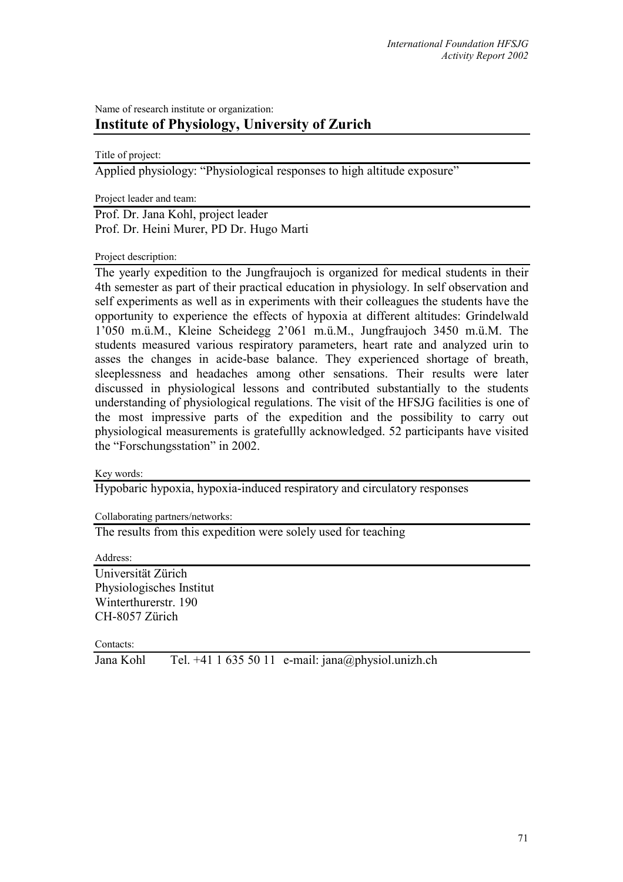Name of research institute or organization:

# Institute of Physiology, University of Zurich

Title of project:

Applied physiology: "Physiological responses to high altitude exposure"

Project leader and team:

Prof. Dr. Jana Kohl, project leader
Prof. Dr. Heini Murer, PD Dr. Hugo Marti

Project description:

The yearly expedition to the Jungfraujoch is organized for medical students in their 4th semester as part of their practical education in physiology. In self observation and self experiments as well as in experiments with their colleagues the students have the opportunity to experience the effects of hypoxia at different altitudes: Grindelwald 1'050 m.ü.M., Kleine Scheidegg 2'061 m.ü.M., Jungfraujoch 3450 m.ü.M. The students measured various respiratory parameters, heart rate and analyzed urin to asses the changes in acide-base balance. They experienced shortage of breath, sleeplessness and headaches among other sensations. Their results were later discussed in physiological lessons and contributed substantially to the students understanding of physiological regulations. The visit of the HFSJG facilities is one of the most impressive parts of the expedition and the possibility to carry out physiological measurements is gratefullly acknowledged. 52 participants have visited the "Forschungsstation" in 2002.

Key words:

Hypobaric hypoxia, hypoxia-induced respiratory and circulatory responses

Collaborating partners/networks:

The results from this expedition were solely used for teaching

Address:

Universität Zürich
Physiologisches Institut
Winterthurerstr. 190
CH-8057 Zürich

Contacts:

Jana Kohl Tel. +41 1 635 50 11 e-mail: jana@physiol.unizh.ch